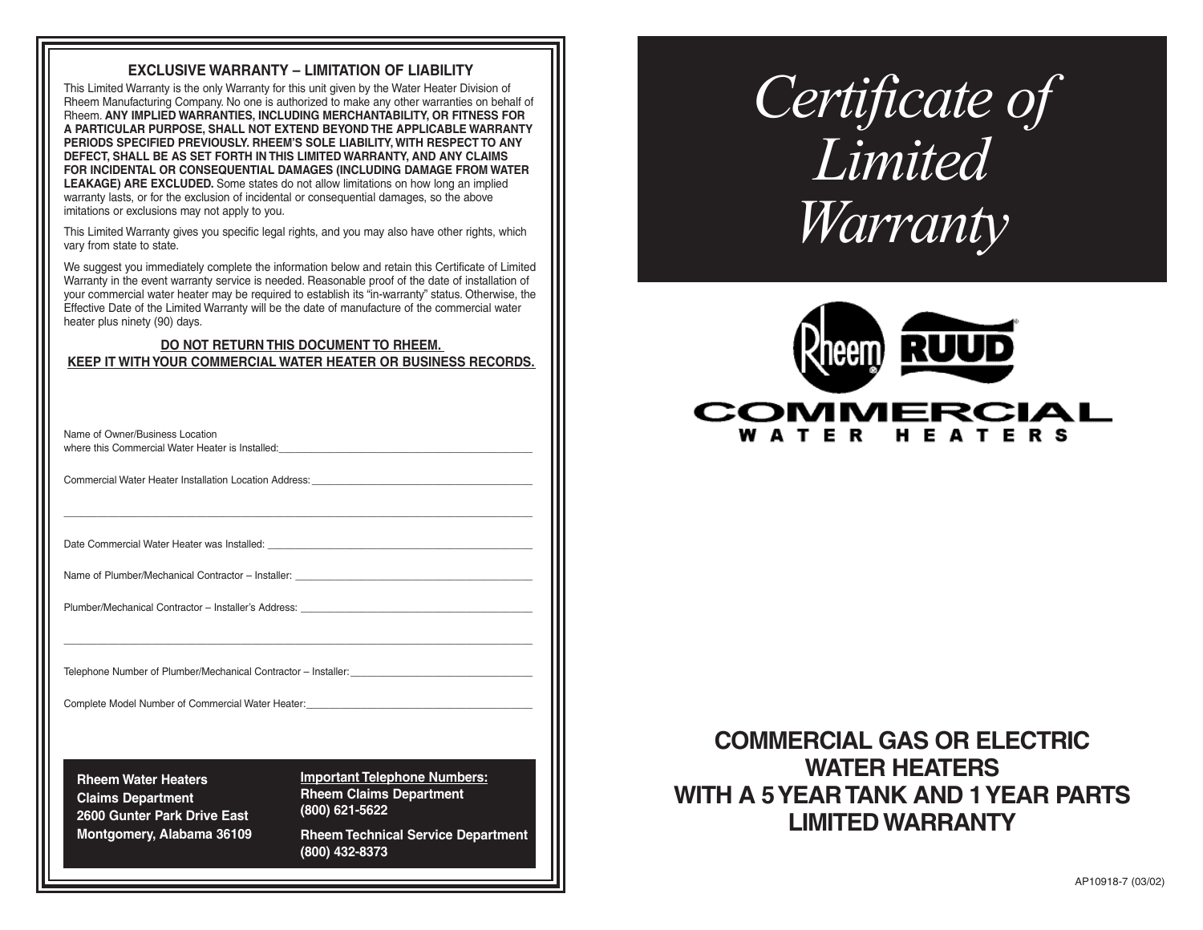## EXCLUSIVE WARRANTY – LIMITATION OF LIABILITY

This Limited Warranty is the only Warranty for this unit given by the Water Heater Division of Rheem Manufacturing Company. No one is authorized to make any other warranties on behalf of Rheem. **ANY IMPLIED WARRANTIES, INCLUDING MERCHANTABILITY, OR FITNESS FOR A PARTICULAR PURPOSE, SHALL NOT EXTEND BEYOND THE APPLICABLE WARRANTY PERIODS SPECIFIED PREVIOUSLY. RHEEM'S SOLE LIABILITY, WITH RESPECT TO ANY DEFECT, SHALL BE AS SET FORTH IN THIS LIMITED WARRANTY, AND ANY CLAIMS FOR INCIDENTAL OR CONSEQUENTIAL DAMAGES (INCLUDING DAMAGE FROM WATER LEAKAGE) ARE EXCLUDED.** Some states do not allow limitations on how long an implied warranty lasts, or for the exclusion of incidental or consequential damages, so the above imitations or exclusions may not apply to you.

This Limited Warranty gives you specific legal rights, and you may also have other rights, which vary from state to state.

We suggest you immediately complete the information below and retain this Certificate of Limited Warranty in the event warranty service is needed. Reasonable proof of the date of installation of your commercial water heater may be required to establish its "in-warranty" status. Otherwise, the Effective Date of the Limited Warranty will be the date of manufacture of the commercial water heater plus ninety (90) days.

**DO NOT RETURN THIS DOCUMENT TO RHEEM.**
**KEEP IT WITH YOUR COMMERCIAL WATER HEATER OR BUSINESS RECORDS.**

Name of Owner/Business Location
where this Commercial Water Heater is Installed:______________________________

Commercial Water Heater Installation Location Address:______________________________

______________________________

Date Commercial Water Heater was Installed: ______________________________

Name of Plumber/Mechanical Contractor – Installer: ______________________________

Plumber/Mechanical Contractor – Installer's Address: ______________________________

______________________________

Telephone Number of Plumber/Mechanical Contractor – Installer:______________________________

Complete Model Number of Commercial Water Heater:______________________________

**Rheem Water Heaters**
**Claims Department**
**2600 Gunter Park Drive East**
**Montgomery, Alabama 36109**

**Important Telephone Numbers:**
**Rheem Claims Department**
**(800) 621-5622**

**Rheem Technical Service Department**
**(800) 432-8373**

# *Certificate of Limited Warranty*

Rheem RUUD
COMMERCIAL
WATER HEATERS

## COMMERCIAL GAS OR ELECTRIC WATER HEATERS WITH A 5 YEAR TANK AND 1 YEAR PARTS LIMITED WARRANTY

AP10918-7 (03/02)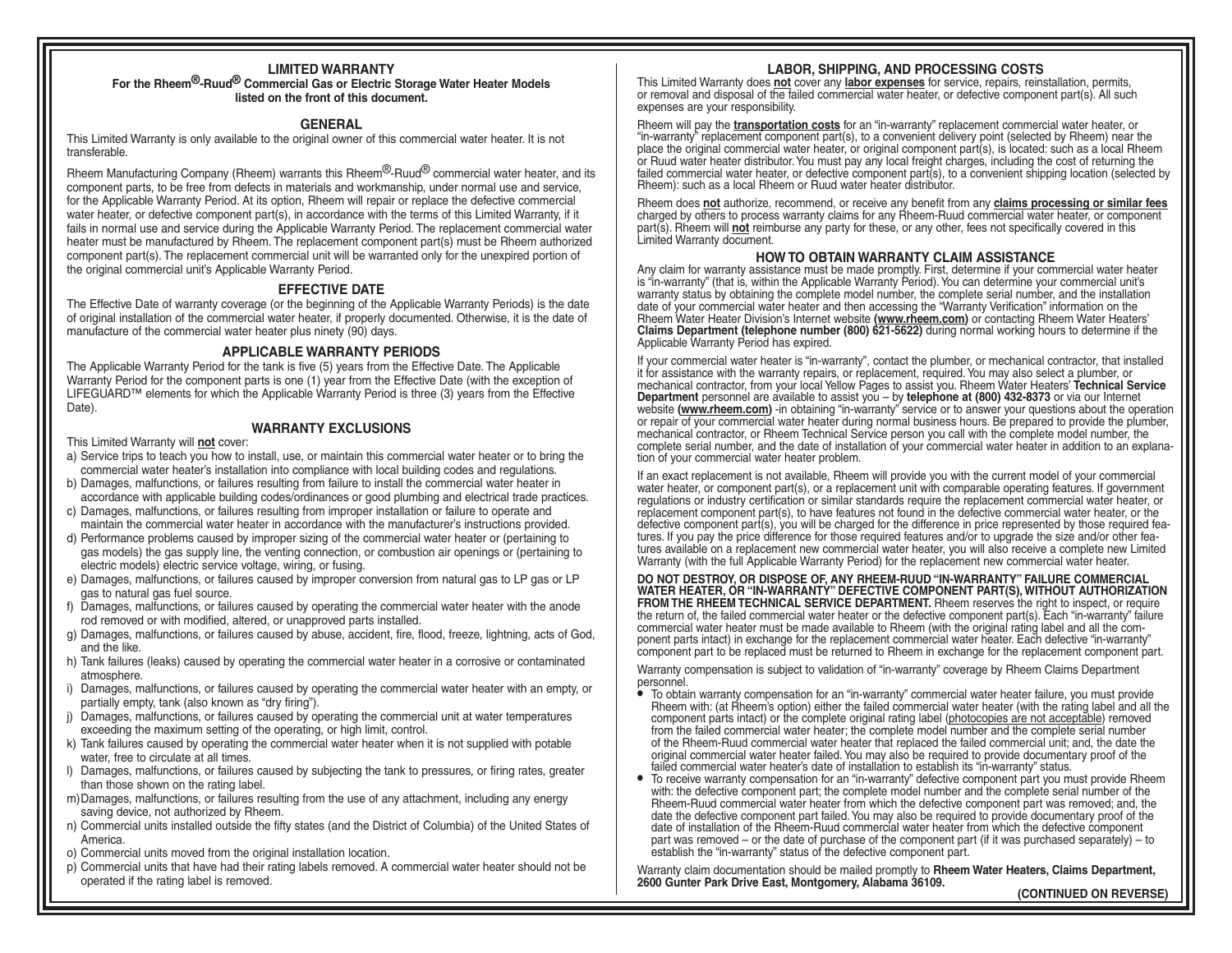# LIMITED WARRANTY

**For the Rheem®-Ruud® Commercial Gas or Electric Storage Water Heater Models listed on the front of this document.**

## GENERAL

This Limited Warranty is only available to the original owner of this commercial water heater. It is not transferable.

Rheem Manufacturing Company (Rheem) warrants this Rheem®-Ruud® commercial water heater, and its component parts, to be free from defects in materials and workmanship, under normal use and service, for the Applicable Warranty Period. At its option, Rheem will repair or replace the defective commercial water heater, or defective component part(s), in accordance with the terms of this Limited Warranty, if it fails in normal use and service during the Applicable Warranty Period. The replacement commercial water heater must be manufactured by Rheem. The replacement component part(s) must be Rheem authorized component part(s). The replacement commercial unit will be warranted only for the unexpired portion of the original commercial unit's Applicable Warranty Period.

## EFFECTIVE DATE

The Effective Date of warranty coverage (or the beginning of the Applicable Warranty Periods) is the date of original installation of the commercial water heater, if properly documented. Otherwise, it is the date of manufacture of the commercial water heater plus ninety (90) days.

## APPLICABLE WARRANTY PERIODS

The Applicable Warranty Period for the tank is five (5) years from the Effective Date. The Applicable Warranty Period for the component parts is one (1) year from the Effective Date (with the exception of LIFEGUARD™ elements for which the Applicable Warranty Period is three (3) years from the Effective Date).

## WARRANTY EXCLUSIONS

This Limited Warranty will **not** cover:

a) Service trips to teach you how to install, use, or maintain this commercial water heater or to bring the commercial water heater's installation into compliance with local building codes and regulations.
b) Damages, malfunctions, or failures resulting from failure to install the commercial water heater in accordance with applicable building codes/ordinances or good plumbing and electrical trade practices.
c) Damages, malfunctions, or failures resulting from improper installation or failure to operate and maintain the commercial water heater in accordance with the manufacturer's instructions provided.
d) Performance problems caused by improper sizing of the commercial water heater or (pertaining to gas models) the gas supply line, the venting connection, or combustion air openings or (pertaining to electric models) electric service voltage, wiring, or fusing.
e) Damages, malfunctions, or failures caused by improper conversion from natural gas to LP gas or LP gas to natural gas fuel source.
f) Damages, malfunctions, or failures caused by operating the commercial water heater with the anode rod removed or with modified, altered, or unapproved parts installed.
g) Damages, malfunctions, or failures caused by abuse, accident, fire, flood, freeze, lightning, acts of God, and the like.
h) Tank failures (leaks) caused by operating the commercial water heater in a corrosive or contaminated atmosphere.
i) Damages, malfunctions, or failures caused by operating the commercial water heater with an empty, or partially empty, tank (also known as "dry firing").
j) Damages, malfunctions, or failures caused by operating the commercial unit at water temperatures exceeding the maximum setting of the operating, or high limit, control.
k) Tank failures caused by operating the commercial water heater when it is not supplied with potable water, free to circulate at all times.
l) Damages, malfunctions, or failures caused by subjecting the tank to pressures, or firing rates, greater than those shown on the rating label.
m) Damages, malfunctions, or failures resulting from the use of any attachment, including any energy saving device, not authorized by Rheem.
n) Commercial units installed outside the fifty states (and the District of Columbia) of the United States of America.
o) Commercial units moved from the original installation location.
p) Commercial units that have had their rating labels removed. A commercial water heater should not be operated if the rating label is removed.

## LABOR, SHIPPING, AND PROCESSING COSTS

This Limited Warranty does **not** cover any **labor expenses** for service, repairs, reinstallation, permits, or removal and disposal of the failed commercial water heater, or defective component part(s). All such expenses are your responsibility.

Rheem will pay the **transportation costs** for an "in-warranty" replacement commercial water heater, or "in-warranty" replacement component part(s), to a convenient delivery point (selected by Rheem) near the place the original commercial water heater, or original component part(s), is located: such as a local Rheem or Ruud water heater distributor. You must pay any local freight charges, including the cost of returning the failed commercial water heater, or defective component part(s), to a convenient shipping location (selected by Rheem): such as a local Rheem or Ruud water heater distributor.

Rheem does **not** authorize, recommend, or receive any benefit from any **claims processing or similar fees** charged by others to process warranty claims for any Rheem-Ruud commercial water heater, or component part(s). Rheem will **not** reimburse any party for these, or any other, fees not specifically covered in this Limited Warranty document.

## HOW TO OBTAIN WARRANTY CLAIM ASSISTANCE

Any claim for warranty assistance must be made promptly. First, determine if your commercial water heater is "in-warranty" (that is, within the Applicable Warranty Period). You can determine your commercial unit's warranty status by obtaining the complete model number, the complete serial number, and the installation date of your commercial water heater and then accessing the "Warranty Verification" information on the Rheem Water Heater Division's Internet website **(www.rheem.com)** or contacting Rheem Water Heaters' **Claims Department (telephone number (800) 621-5622)** during normal working hours to determine if the Applicable Warranty Period has expired.

If your commercial water heater is "in-warranty", contact the plumber, or mechanical contractor, that installed it for assistance with the warranty repairs, or replacement, required. You may also select a plumber, or mechanical contractor, from your local Yellow Pages to assist you. Rheem Water Heaters' **Technical Service Department** personnel are available to assist you – by **telephone at (800) 432-8373** or via our Internet website **(www.rheem.com)** -in obtaining "in-warranty" service or to answer your questions about the operation or repair of your commercial water heater during normal business hours. Be prepared to provide the plumber, mechanical contractor, or Rheem Technical Service person you call with the complete model number, the complete serial number, and the date of installation of your commercial water heater in addition to an explanation of your commercial water heater problem.

If an exact replacement is not available, Rheem will provide you with the current model of your commercial water heater, or component part(s), or a replacement unit with comparable operating features. If government regulations or industry certification or similar standards require the replacement commercial water heater, or replacement component part(s), to have features not found in the defective commercial water heater, or the defective component part(s), you will be charged for the difference in price represented by those required features. If you pay the price difference for those required features and/or to upgrade the size and/or other features available on a replacement new commercial water heater, you will also receive a complete new Limited Warranty (with the full Applicable Warranty Period) for the replacement new commercial water heater.

**DO NOT DESTROY, OR DISPOSE OF, ANY RHEEM-RUUD "IN-WARRANTY" FAILURE COMMERCIAL WATER HEATER, OR "IN-WARRANTY" DEFECTIVE COMPONENT PART(S), WITHOUT AUTHORIZATION FROM THE RHEEM TECHNICAL SERVICE DEPARTMENT.** Rheem reserves the right to inspect, or require the return of, the failed commercial water heater or the defective component part(s). Each "in-warranty" failure commercial water heater must be made available to Rheem (with the original rating label and all the component parts intact) in exchange for the replacement commercial water heater. Each defective "in-warranty" component part to be replaced must be returned to Rheem in exchange for the replacement component part.

Warranty compensation is subject to validation of "in-warranty" coverage by Rheem Claims Department personnel.

- To obtain warranty compensation for an "in-warranty" commercial water heater failure, you must provide Rheem with: (at Rheem's option) either the failed commercial water heater (with the rating label and all the component parts intact) or the complete original rating label (photocopies are not acceptable) removed from the failed commercial water heater; the complete model number and the complete serial number of the Rheem-Ruud commercial water heater that replaced the failed commercial unit; and, the date the original commercial water heater failed. You may also be required to provide documentary proof of the failed commercial water heater's date of installation to establish its "in-warranty" status.
- To receive warranty compensation for an "in-warranty" defective component part you must provide Rheem with: the defective component part; the complete model number and the complete serial number of the Rheem-Ruud commercial water heater from which the defective component part was removed; and, the date the defective component part failed. You may also be required to provide documentary proof of the date of installation of the Rheem-Ruud commercial water heater from which the defective component part was removed – or the date of purchase of the component part (if it was purchased separately) – to establish the "in-warranty" status of the defective component part.

Warranty claim documentation should be mailed promptly to **Rheem Water Heaters, Claims Department, 2600 Gunter Park Drive East, Montgomery, Alabama 36109.**

**(CONTINUED ON REVERSE)**